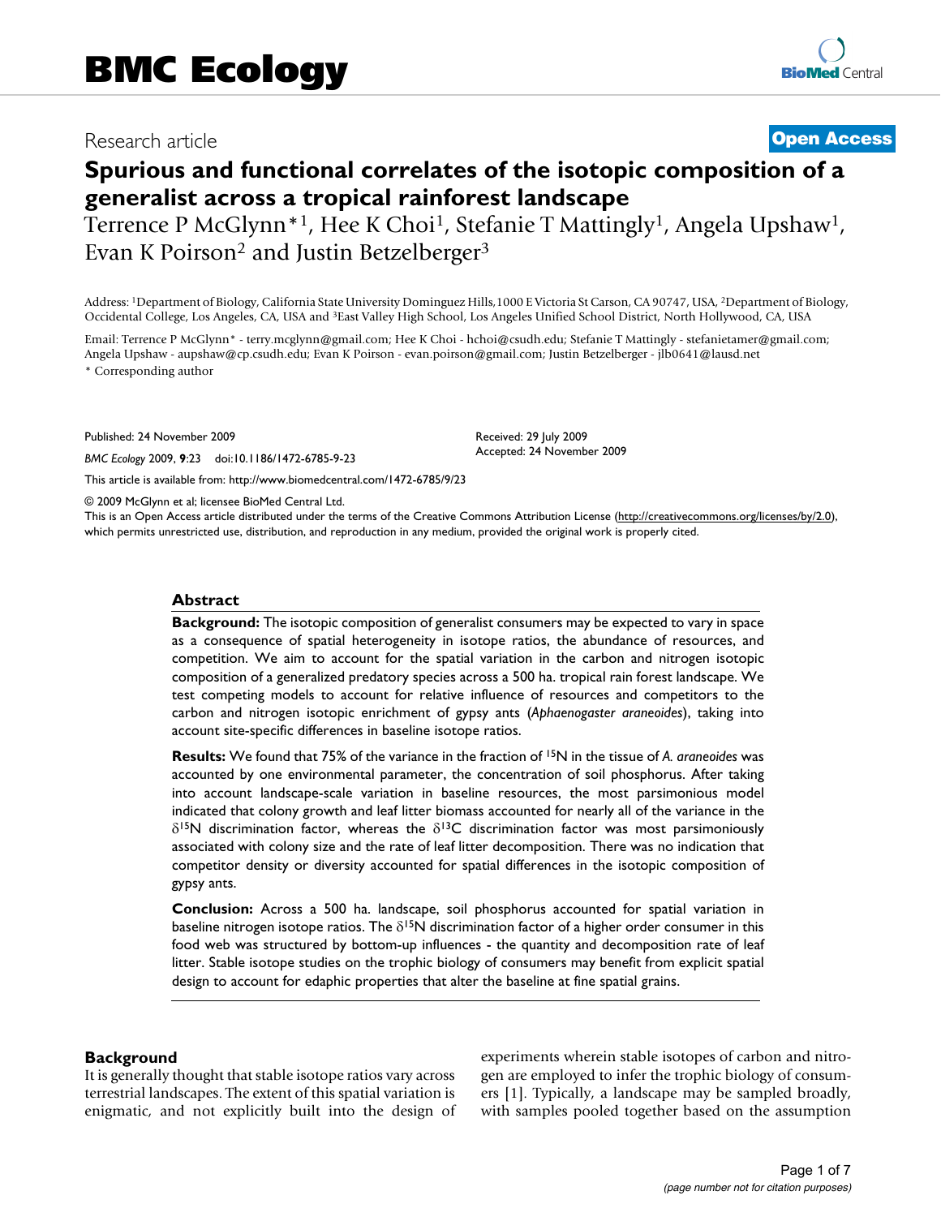# BMC Ecology

Research article

**Open Access**

# Spurious and functional correlates of the isotopic composition of a generalist across a tropical rainforest landscape

Terrence P McGlynn*[1], Hee K Choi[1], Stefanie T Mattingly[1], Angela Upshaw[1], Evan K Poirson[2] and Justin Betzelberger[3]

Address: [1]Department of Biology, California State University Dominguez Hills, 1000 E Victoria St Carson, CA 90747, USA, [2]Department of Biology, Occidental College, Los Angeles, CA, USA and [3]East Valley High School, Los Angeles Unified School District, North Hollywood, CA, USA

Email: Terrence P McGlynn* - terry.mcglynn@gmail.com; Hee K Choi - hchoi@csudh.edu; Stefanie T Mattingly - stefanietamer@gmail.com; Angela Upshaw - aupshaw@cp.csudh.edu; Evan K Poirson - evan.poirson@gmail.com; Justin Betzelberger - jlb0641@lausd.net

\* Corresponding author

Published: 24 November 2009

*BMC Ecology* 2009, **9**:23 doi:10.1186/1472-6785-9-23

Received: 29 July 2009
Accepted: 24 November 2009

This article is available from: http://www.biomedcentral.com/1472-6785/9/23

© 2009 McGlynn et al; licensee BioMed Central Ltd.

This is an Open Access article distributed under the terms of the Creative Commons Attribution License (http://creativecommons.org/licenses/by/2.0), which permits unrestricted use, distribution, and reproduction in any medium, provided the original work is properly cited.

## Abstract

**Background:** The isotopic composition of generalist consumers may be expected to vary in space as a consequence of spatial heterogeneity in isotope ratios, the abundance of resources, and competition. We aim to account for the spatial variation in the carbon and nitrogen isotopic composition of a generalized predatory species across a 500 ha. tropical rain forest landscape. We test competing models to account for relative influence of resources and competitors to the carbon and nitrogen isotopic enrichment of gypsy ants (*Aphaenogaster araneoides*), taking into account site-specific differences in baseline isotope ratios.

**Results:** We found that 75% of the variance in the fraction of $^{15}N$ in the tissue of *A. araneoides* was accounted by one environmental parameter, the concentration of soil phosphorus. After taking into account landscape-scale variation in baseline resources, the most parsimonious model indicated that colony growth and leaf litter biomass accounted for nearly all of the variance in the $\delta^{15}N$ discrimination factor, whereas the $\delta^{13}C$ discrimination factor was most parsimoniously associated with colony size and the rate of leaf litter decomposition. There was no indication that competitor density or diversity accounted for spatial differences in the isotopic composition of gypsy ants.

**Conclusion:** Across a 500 ha. landscape, soil phosphorus accounted for spatial variation in baseline nitrogen isotope ratios. The $\delta^{15}N$ discrimination factor of a higher order consumer in this food web was structured by bottom-up influences - the quantity and decomposition rate of leaf litter. Stable isotope studies on the trophic biology of consumers may benefit from explicit spatial design to account for edaphic properties that alter the baseline at fine spatial grains.

## Background

It is generally thought that stable isotope ratios vary across terrestrial landscapes. The extent of this spatial variation is enigmatic, and not explicitly built into the design of experiments wherein stable isotopes of carbon and nitrogen are employed to infer the trophic biology of consumers [1]. Typically, a landscape may be sampled broadly, with samples pooled together based on the assumption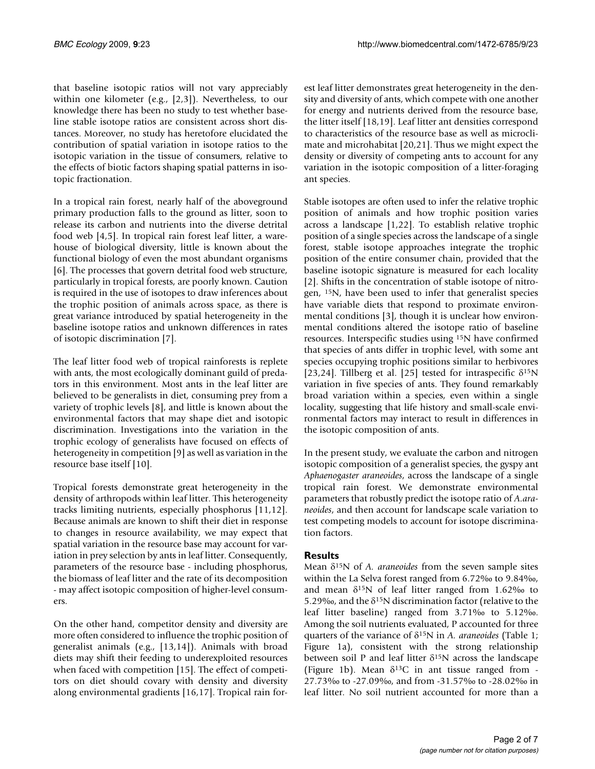that baseline isotopic ratios will not vary appreciably within one kilometer (e.g., [2,3]). Nevertheless, to our knowledge there has been no study to test whether baseline stable isotope ratios are consistent across short distances. Moreover, no study has heretofore elucidated the contribution of spatial variation in isotope ratios to the isotopic variation in the tissue of consumers, relative to the effects of biotic factors shaping spatial patterns in isotopic fractionation.

In a tropical rain forest, nearly half of the aboveground primary production falls to the ground as litter, soon to release its carbon and nutrients into the diverse detrital food web [4,5]. In tropical rain forest leaf litter, a warehouse of biological diversity, little is known about the functional biology of even the most abundant organisms [6]. The processes that govern detrital food web structure, particularly in tropical forests, are poorly known. Caution is required in the use of isotopes to draw inferences about the trophic position of animals across space, as there is great variance introduced by spatial heterogeneity in the baseline isotope ratios and unknown differences in rates of isotopic discrimination [7].

The leaf litter food web of tropical rainforests is replete with ants, the most ecologically dominant guild of predators in this environment. Most ants in the leaf litter are believed to be generalists in diet, consuming prey from a variety of trophic levels [8], and little is known about the environmental factors that may shape diet and isotopic discrimination. Investigations into the variation in the trophic ecology of generalists have focused on effects of heterogeneity in competition [9] as well as variation in the resource base itself [10].

Tropical forests demonstrate great heterogeneity in the density of arthropods within leaf litter. This heterogeneity tracks limiting nutrients, especially phosphorus [11,12]. Because animals are known to shift their diet in response to changes in resource availability, we may expect that spatial variation in the resource base may account for variation in prey selection by ants in leaf litter. Consequently, parameters of the resource base - including phosphorus, the biomass of leaf litter and the rate of its decomposition - may affect isotopic composition of higher-level consumers.

On the other hand, competitor density and diversity are more often considered to influence the trophic position of generalist animals (e.g., [13,14]). Animals with broad diets may shift their feeding to underexploited resources when faced with competition [15]. The effect of competitors on diet should covary with density and diversity along environmental gradients [16,17]. Tropical rain forest leaf litter demonstrates great heterogeneity in the density and diversity of ants, which compete with one another for energy and nutrients derived from the resource base, the litter itself [18,19]. Leaf litter ant densities correspond to characteristics of the resource base as well as microclimate and microhabitat [20,21]. Thus we might expect the density or diversity of competing ants to account for any variation in the isotopic composition of a litter-foraging ant species.

Stable isotopes are often used to infer the relative trophic position of animals and how trophic position varies across a landscape [1,22]. To establish relative trophic position of a single species across the landscape of a single forest, stable isotope approaches integrate the trophic position of the entire consumer chain, provided that the baseline isotopic signature is measured for each locality [2]. Shifts in the concentration of stable isotope of nitrogen, $^{15}$N, have been used to infer that generalist species have variable diets that respond to proximate environmental conditions [3], though it is unclear how environmental conditions altered the isotope ratio of baseline resources. Interspecific studies using $^{15}$N have confirmed that species of ants differ in trophic level, with some ant species occupying trophic positions similar to herbivores [23,24]. Tillberg et al. [25] tested for intraspecific $\delta^{15}$N variation in five species of ants. They found remarkably broad variation within a species, even within a single locality, suggesting that life history and small-scale environmental factors may interact to result in differences in the isotopic composition of ants.

In the present study, we evaluate the carbon and nitrogen isotopic composition of a generalist species, the gyspy ant *Aphaenogaster araneoides*, across the landscape of a single tropical rain forest. We demonstrate environmental parameters that robustly predict the isotope ratio of *A.araneoides*, and then account for landscape scale variation to test competing models to account for isotope discrimination factors.

## Results

Mean $\delta^{15}$N of *A. araneoides* from the seven sample sites within the La Selva forest ranged from 6.72‰ to 9.84‰, and mean $\delta^{15}$N of leaf litter ranged from 1.62‰ to 5.29‰, and the $\delta^{15}$N discrimination factor (relative to the leaf litter baseline) ranged from 3.71‰ to 5.12‰. Among the soil nutrients evaluated, P accounted for three quarters of the variance of $\delta^{15}$N in *A. araneoides* (Table 1; Figure 1a), consistent with the strong relationship between soil P and leaf litter $\delta^{15}$N across the landscape (Figure 1b). Mean $\delta^{13}$C in ant tissue ranged from -27.73‰ to -27.09‰, and from -31.57‰ to -28.02‰ in leaf litter. No soil nutrient accounted for more than a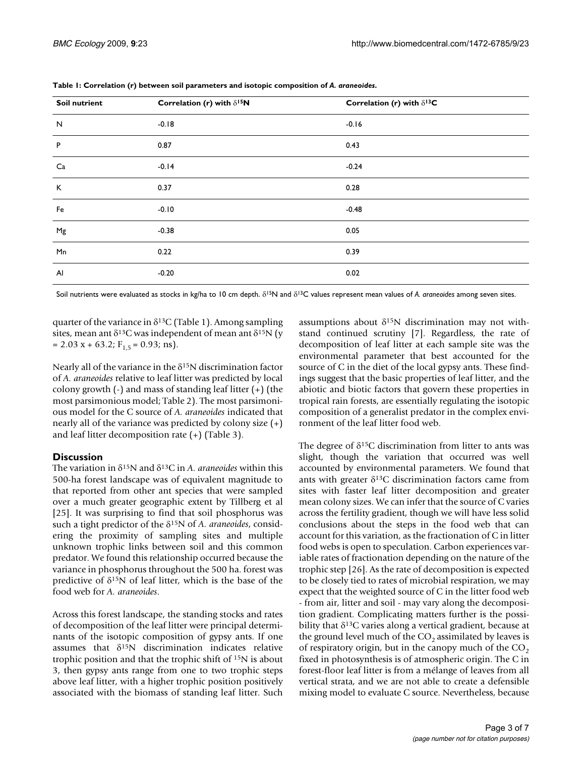**Table 1: Correlation (r) between soil parameters and isotopic composition of *A. araneoides*.**

| Soil nutrient | Correlation (r) with $\delta^{15}N$ | Correlation (r) with $\delta^{13}C$ |
|---|---|---|
| N | -0.18 | -0.16 |
| P | 0.87 | 0.43 |
| Ca | -0.14 | -0.24 |
| K | 0.37 | 0.28 |
| Fe | -0.10 | -0.48 |
| Mg | -0.38 | 0.05 |
| Mn | 0.22 | 0.39 |
| Al | -0.20 | 0.02 |

Soil nutrients were evaluated as stocks in kg/ha to 10 cm depth. $\delta^{15}N$ and $\delta^{13}C$ values represent mean values of *A. araneoides* among seven sites.

quarter of the variance in $\delta^{13}C$ (Table 1). Among sampling sites, mean ant $\delta^{13}C$ was independent of mean ant $\delta^{15}N$ ($y = 2.03x + 63.2$; $F_{1,5} = 0.93$; ns).

Nearly all of the variance in the $\delta^{15}N$ discrimination factor of *A. araneoides* relative to leaf litter was predicted by local colony growth (-) and mass of standing leaf litter (+) (the most parsimonious model; Table 2). The most parsimonious model for the C source of *A. araneoides* indicated that nearly all of the variance was predicted by colony size (+) and leaf litter decomposition rate (+) (Table 3).

## Discussion

The variation in $\delta^{15}N$ and $\delta^{13}C$ in *A. araneoides* within this 500-ha forest landscape was of equivalent magnitude to that reported from other ant species that were sampled over a much greater geographic extent by Tillberg et al [25]. It was surprising to find that soil phosphorus was such a tight predictor of the $\delta^{15}N$ of *A. araneoides*, considering the proximity of sampling sites and multiple unknown trophic links between soil and this common predator. We found this relationship occurred because the variance in phosphorus throughout the 500 ha. forest was predictive of $\delta^{15}N$ of leaf litter, which is the base of the food web for *A. araneoides*.

Across this forest landscape, the standing stocks and rates of decomposition of the leaf litter were principal determinants of the isotopic composition of gypsy ants. If one assumes that $\delta^{15}N$ discrimination indicates relative trophic position and that the trophic shift of $^{15}N$ is about 3, then gypsy ants range from one to two trophic steps above leaf litter, with a higher trophic position positively associated with the biomass of standing leaf litter. Such assumptions about $\delta^{15}N$ discrimination may not withstand continued scrutiny [7]. Regardless, the rate of decomposition of leaf litter at each sample site was the environmental parameter that best accounted for the source of C in the diet of the local gypsy ants. These findings suggest that the basic properties of leaf litter, and the abiotic and biotic factors that govern these properties in tropical rain forests, are essentially regulating the isotopic composition of a generalist predator in the complex environment of the leaf litter food web.

The degree of $\delta^{15}C$ discrimination from litter to ants was slight, though the variation that occurred was well accounted by environmental parameters. We found that ants with greater $\delta^{13}C$ discrimination factors came from sites with faster leaf litter decomposition and greater mean colony sizes. We can infer that the source of C varies across the fertility gradient, though we will have less solid conclusions about the steps in the food web that can account for this variation, as the fractionation of C in litter food webs is open to speculation. Carbon experiences variable rates of fractionation depending on the nature of the trophic step [26]. As the rate of decomposition is expected to be closely tied to rates of microbial respiration, we may expect that the weighted source of C in the litter food web - from air, litter and soil - may vary along the decomposition gradient. Complicating matters further is the possibility that $\delta^{13}C$ varies along a vertical gradient, because at the ground level much of the $CO_2$ assimilated by leaves is of respiratory origin, but in the canopy much of the $CO_2$ fixed in photosynthesis is of atmospheric origin. The C in forest-floor leaf litter is from a mélange of leaves from all vertical strata, and we are not able to create a defensible mixing model to evaluate C source. Nevertheless, because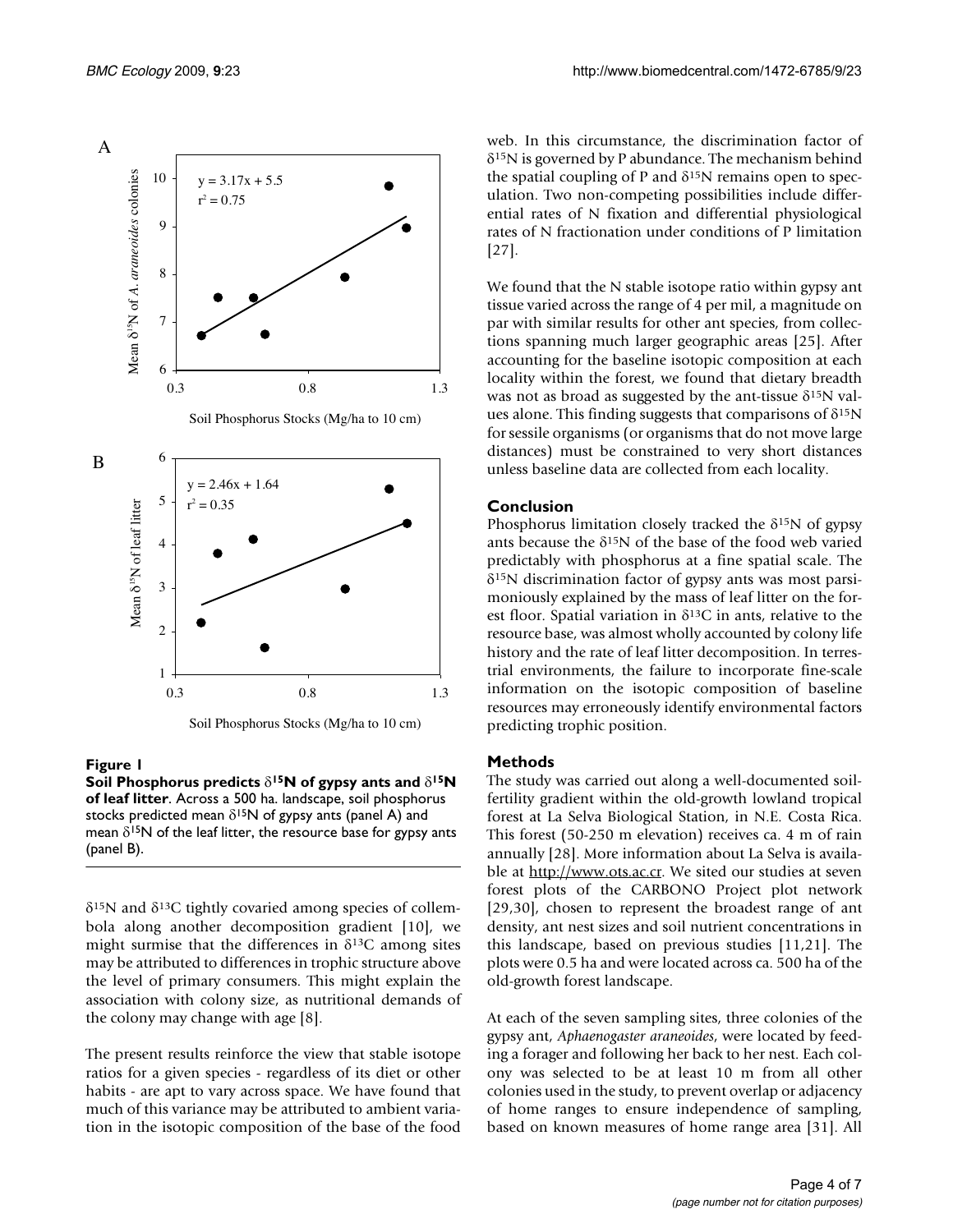**Figure 1**

**Soil Phosphorus predicts $\delta^{15}N$ of gypsy ants and $\delta^{15}N$ of leaf litter**. Across a 500 ha. landscape, soil phosphorus stocks predicted mean $\delta^{15}N$ of gypsy ants (panel A) and mean $\delta^{15}N$ of the leaf litter, the resource base for gypsy ants (panel B).

$\delta^{15}N$ and $\delta^{13}C$ tightly covaried among species of collembola along another decomposition gradient [10], we might surmise that the differences in $\delta^{13}C$ among sites may be attributed to differences in trophic structure above the level of primary consumers. This might explain the association with colony size, as nutritional demands of the colony may change with age [8].

The present results reinforce the view that stable isotope ratios for a given species - regardless of its diet or other habits - are apt to vary across space. We have found that much of this variance may be attributed to ambient variation in the isotopic composition of the base of the food web. In this circumstance, the discrimination factor of $\delta^{15}N$ is governed by P abundance. The mechanism behind the spatial coupling of P and $\delta^{15}N$ remains open to speculation. Two non-competing possibilities include differential rates of N fixation and differential physiological rates of N fractionation under conditions of P limitation [27].

We found that the N stable isotope ratio within gypsy ant tissue varied across the range of 4 per mil, a magnitude on par with similar results for other ant species, from collections spanning much larger geographic areas [25]. After accounting for the baseline isotopic composition at each locality within the forest, we found that dietary breadth was not as broad as suggested by the ant-tissue $\delta^{15}N$ values alone. This finding suggests that comparisons of $\delta^{15}N$ for sessile organisms (or organisms that do not move large distances) must be constrained to very short distances unless baseline data are collected from each locality.

## Conclusion

Phosphorus limitation closely tracked the $\delta^{15}N$ of gypsy ants because the $\delta^{15}N$ of the base of the food web varied predictably with phosphorus at a fine spatial scale. The $\delta^{15}N$ discrimination factor of gypsy ants was most parsimoniously explained by the mass of leaf litter on the forest floor. Spatial variation in $\delta^{13}C$ in ants, relative to the resource base, was almost wholly accounted by colony life history and the rate of leaf litter decomposition. In terrestrial environments, the failure to incorporate fine-scale information on the isotopic composition of baseline resources may erroneously identify environmental factors predicting trophic position.

## Methods

The study was carried out along a well-documented soil-fertility gradient within the old-growth lowland tropical forest at La Selva Biological Station, in N.E. Costa Rica. This forest (50-250 m elevation) receives ca. 4 m of rain annually [28]. More information about La Selva is available at http://www.ots.ac.cr. We sited our studies at seven forest plots of the CARBONO Project plot network [29,30], chosen to represent the broadest range of ant density, ant nest sizes and soil nutrient concentrations in this landscape, based on previous studies [11,21]. The plots were 0.5 ha and were located across ca. 500 ha of the old-growth forest landscape.

At each of the seven sampling sites, three colonies of the gypsy ant, *Aphaenogaster araneoides*, were located by feeding a forager and following her back to her nest. Each colony was selected to be at least 10 m from all other colonies used in the study, to prevent overlap or adjacency of home ranges to ensure independence of sampling, based on known measures of home range area [31]. All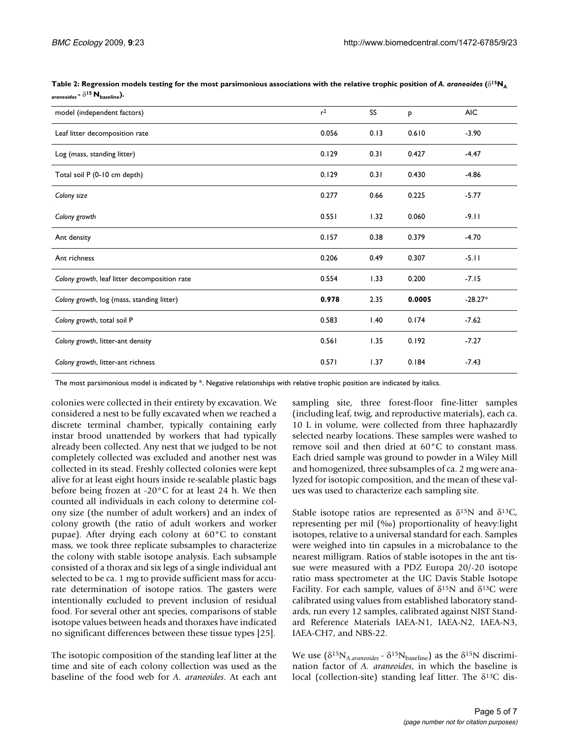**Table 2: Regression models testing for the most parsimonious associations with the relative trophic position of *A. araneoides* ($\delta^{15}N_{A. araneoides}$ - $\delta^{15}N_{baseline}$).**

| model (independent factors) | $r^2$ | SS | p | AIC |
|---|---|---|---|---|
| Leaf litter decomposition rate | 0.056 | 0.13 | 0.610 | -3.90 |
| Log (mass, standing litter) | 0.129 | 0.31 | 0.427 | -4.47 |
| Total soil P (0-10 cm depth) | 0.129 | 0.31 | 0.430 | -4.86 |
| *Colony size* | 0.277 | 0.66 | 0.225 | -5.77 |
| *Colony growth* | 0.551 | 1.32 | 0.060 | -9.11 |
| Ant density | 0.157 | 0.38 | 0.379 | -4.70 |
| Ant richness | 0.206 | 0.49 | 0.307 | -5.11 |
| *Colony growth*, leaf litter decomposition rate | 0.554 | 1.33 | 0.200 | -7.15 |
| *Colony growth*, log (mass, standing litter) | **0.978** | 2.35 | **0.0005** | -28.27* |
| *Colony growth*, total soil P | 0.583 | 1.40 | 0.174 | -7.62 |
| *Colony growth*, litter-ant density | 0.561 | 1.35 | 0.192 | -7.27 |
| *Colony growth*, litter-ant richness | 0.571 | 1.37 | 0.184 | -7.43 |

The most parsimonious model is indicated by *. Negative relationships with relative trophic position are indicated by italics.

colonies were collected in their entirety by excavation. We considered a nest to be fully excavated when we reached a discrete terminal chamber, typically containing early instar brood unattended by workers that had typically already been collected. Any nest that we judged to be not completely collected was excluded and another nest was collected in its stead. Freshly collected colonies were kept alive for at least eight hours inside re-sealable plastic bags before being frozen at -20°C for at least 24 h. We then counted all individuals in each colony to determine colony size (the number of adult workers) and an index of colony growth (the ratio of adult workers and worker pupae). After drying each colony at 60°C to constant mass, we took three replicate subsamples to characterize the colony with stable isotope analysis. Each subsample consisted of a thorax and six legs of a single individual ant selected to be ca. 1 mg to provide sufficient mass for accurate determination of isotope ratios. The gasters were intentionally excluded to prevent inclusion of residual food. For several other ant species, comparisons of stable isotope values between heads and thoraxes have indicated no significant differences between these tissue types [25].

The isotopic composition of the standing leaf litter at the time and site of each colony collection was used as the baseline of the food web for *A. araneoides*. At each ant sampling site, three forest-floor fine-litter samples (including leaf, twig, and reproductive materials), each ca. 10 L in volume, were collected from three haphazardly selected nearby locations. These samples were washed to remove soil and then dried at 60°C to constant mass. Each dried sample was ground to powder in a Wiley Mill and homogenized, three subsamples of ca. 2 mg were analyzed for isotopic composition, and the mean of these values was used to characterize each sampling site.

Stable isotope ratios are represented as $\delta^{15}N$ and $\delta^{13}C$, representing per mil (‰) proportionality of heavy:light isotopes, relative to a universal standard for each. Samples were weighed into tin capsules in a microbalance to the nearest milligram. Ratios of stable isotopes in the ant tissue were measured with a PDZ Europa 20/-20 isotope ratio mass spectrometer at the UC Davis Stable Isotope Facility. For each sample, values of $\delta^{15}N$ and $\delta^{13}C$ were calibrated using values from established laboratory standards, run every 12 samples, calibrated against NIST Standard Reference Materials IAEA-N1, IAEA-N2, IAEA-N3, IAEA-CH7, and NBS-22.

We use ($\delta^{15}N_{A.araneoides}$ - $\delta^{15}N_{baseline}$) as the $\delta^{15}N$ discrimination factor of *A. araneoides*, in which the baseline is local (collection-site) standing leaf litter. The $\delta^{13}C$ dis-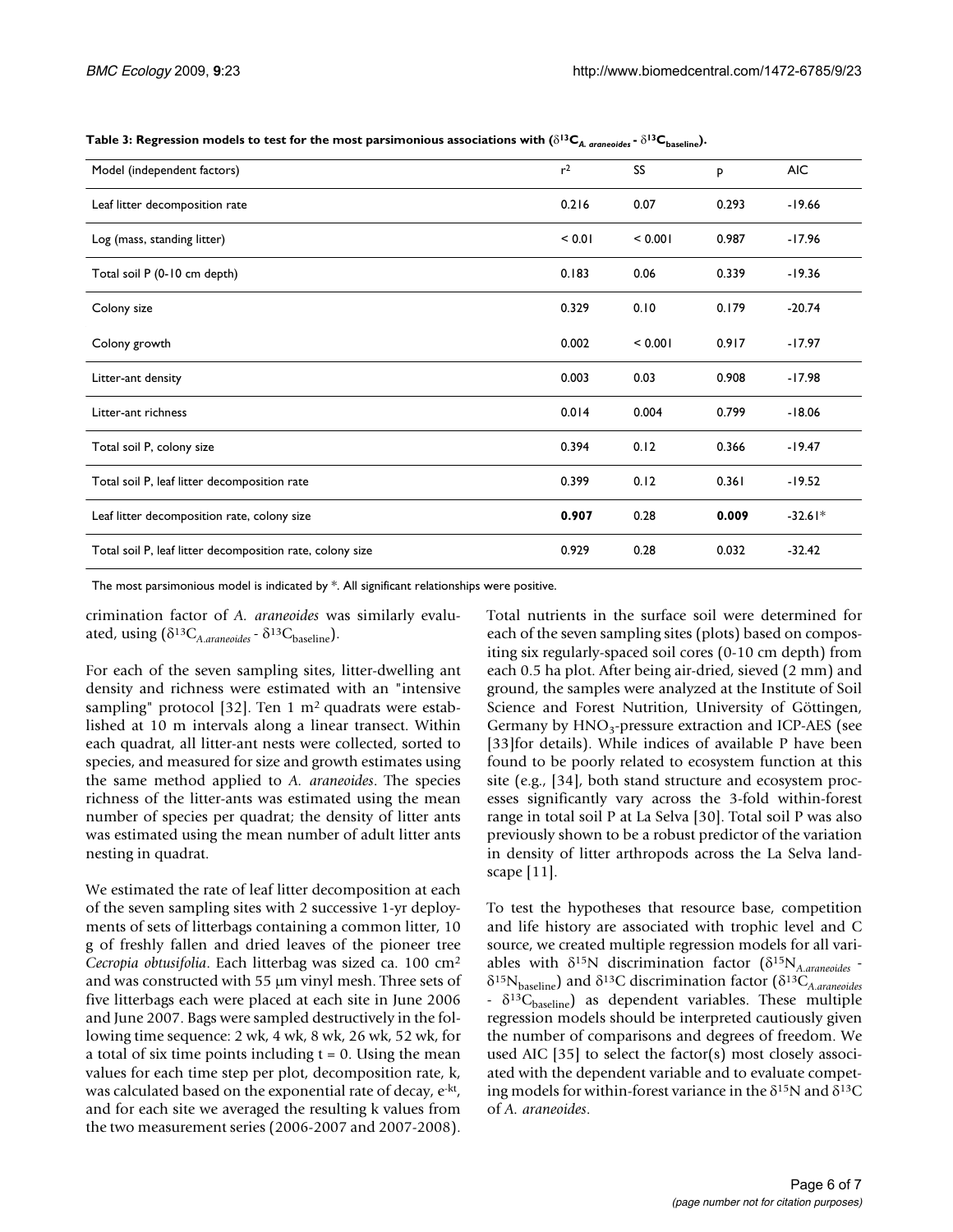**Table 3: Regression models to test for the most parsimonious associations with ($\delta^{13}C_{A. araneoides}$ - $\delta^{13}C_{baseline}$).**

| Model (independent factors) | $r^2$ | SS | p | AIC |
|---|---|---|---|---|
| Leaf litter decomposition rate | 0.216 | 0.07 | 0.293 | -19.66 |
| Log (mass, standing litter) | < 0.01 | < 0.001 | 0.987 | -17.96 |
| Total soil P (0-10 cm depth) | 0.183 | 0.06 | 0.339 | -19.36 |
| Colony size | 0.329 | 0.10 | 0.179 | -20.74 |
| Colony growth | 0.002 | < 0.001 | 0.917 | -17.97 |
| Litter-ant density | 0.003 | 0.03 | 0.908 | -17.98 |
| Litter-ant richness | 0.014 | 0.004 | 0.799 | -18.06 |
| Total soil P, colony size | 0.394 | 0.12 | 0.366 | -19.47 |
| Total soil P, leaf litter decomposition rate | 0.399 | 0.12 | 0.361 | -19.52 |
| Leaf litter decomposition rate, colony size | **0.907** | 0.28 | **0.009** | -32.61* |
| Total soil P, leaf litter decomposition rate, colony size | 0.929 | 0.28 | 0.032 | -32.42 |

The most parsimonious model is indicated by *. All significant relationships were positive.

crimination factor of *A. araneoides* was similarly evaluated, using ($\delta^{13}C_{A.araneoides}$ - $\delta^{13}C_{baseline}$).

For each of the seven sampling sites, litter-dwelling ant density and richness were estimated with an "intensive sampling" protocol [32]. Ten 1 $m^2$ quadrats were established at 10 m intervals along a linear transect. Within each quadrat, all litter-ant nests were collected, sorted to species, and measured for size and growth estimates using the same method applied to *A. araneoides*. The species richness of the litter-ants was estimated using the mean number of species per quadrat; the density of litter ants was estimated using the mean number of adult litter ants nesting in quadrat.

We estimated the rate of leaf litter decomposition at each of the seven sampling sites with 2 successive 1-yr deployments of sets of litterbags containing a common litter, 10 g of freshly fallen and dried leaves of the pioneer tree *Cecropia obtusifolia*. Each litterbag was sized ca. 100 $cm^2$ and was constructed with 55 μm vinyl mesh. Three sets of five litterbags each were placed at each site in June 2006 and June 2007. Bags were sampled destructively in the following time sequence: 2 wk, 4 wk, 8 wk, 26 wk, 52 wk, for a total of six time points including t = 0. Using the mean values for each time step per plot, decomposition rate, k, was calculated based on the exponential rate of decay, $e^{-kt}$, and for each site we averaged the resulting k values from the two measurement series (2006-2007 and 2007-2008).

Total nutrients in the surface soil were determined for each of the seven sampling sites (plots) based on compositing six regularly-spaced soil cores (0-10 cm depth) from each 0.5 ha plot. After being air-dried, sieved (2 mm) and ground, the samples were analyzed at the Institute of Soil Science and Forest Nutrition, University of Göttingen, Germany by $HNO_3$-pressure extraction and ICP-AES (see [33]for details). While indices of available P have been found to be poorly related to ecosystem function at this site (e.g., [34], both stand structure and ecosystem processes significantly vary across the 3-fold within-forest range in total soil P at La Selva [30]. Total soil P was also previously shown to be a robust predictor of the variation in density of litter arthropods across the La Selva landscape [11].

To test the hypotheses that resource base, competition and life history are associated with trophic level and C source, we created multiple regression models for all variables with $\delta^{15}N$ discrimination factor ($\delta^{15}N_{A.araneoides}$ - $\delta^{15}N_{baseline}$) and $\delta^{13}C$ discrimination factor ($\delta^{13}C_{A.araneoides}$ - $\delta^{13}C_{baseline}$) as dependent variables. These multiple regression models should be interpreted cautiously given the number of comparisons and degrees of freedom. We used AIC [35] to select the factor(s) most closely associated with the dependent variable and to evaluate competing models for within-forest variance in the $\delta^{15}N$ and $\delta^{13}C$ of *A. araneoides*.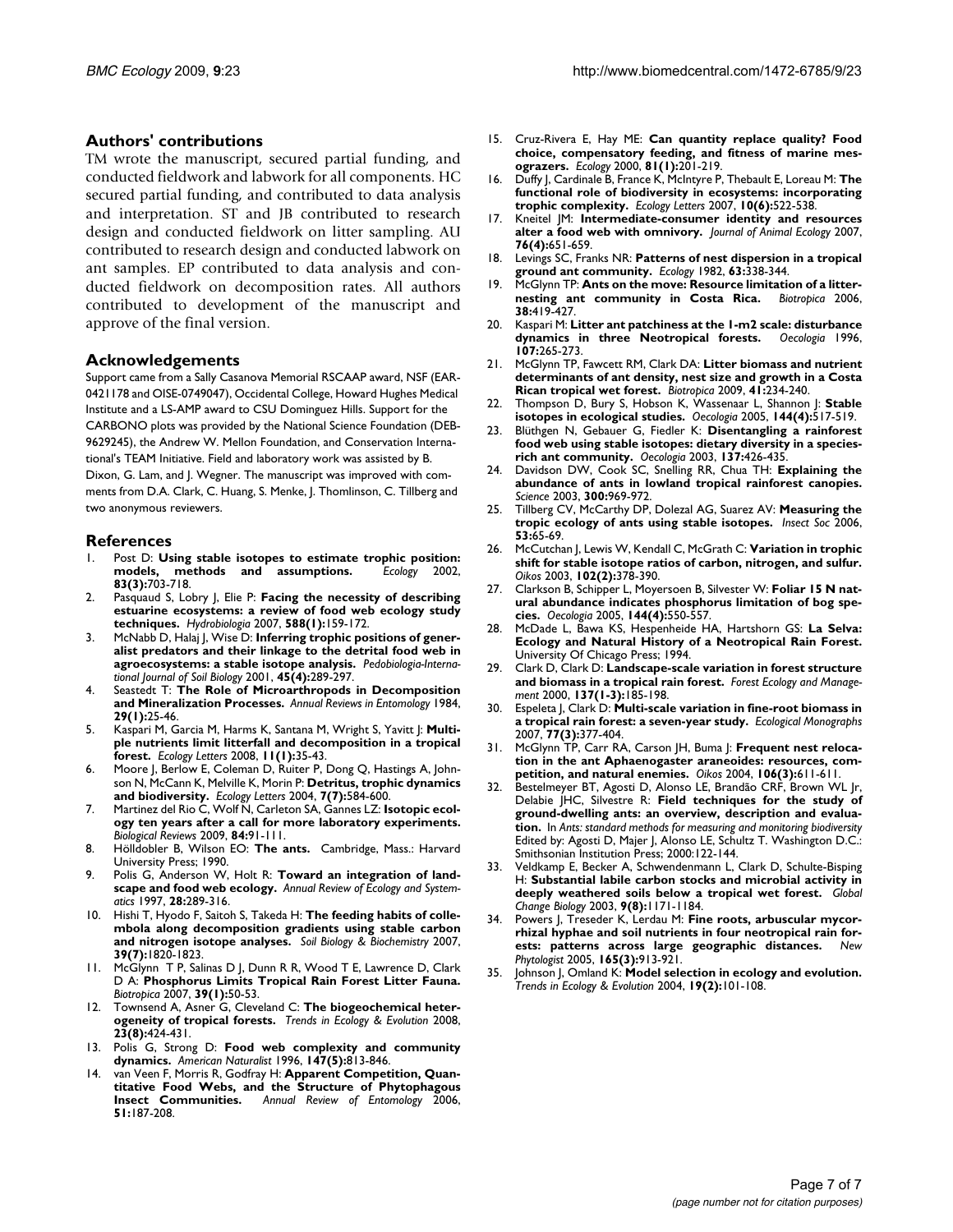## Authors' contributions

TM wrote the manuscript, secured partial funding, and conducted fieldwork and labwork for all components. HC secured partial funding, and contributed to data analysis and interpretation. ST and JB contributed to research design and conducted fieldwork on litter sampling. AU contributed to research design and conducted labwork on ant samples. EP contributed to data analysis and conducted fieldwork on decomposition rates. All authors contributed to development of the manuscript and approve of the final version.

## Acknowledgements

Support came from a Sally Casanova Memorial RSCAAP award, NSF (EAR-0421178 and OISE-0749047), Occidental College, Howard Hughes Medical Institute and a LS-AMP award to CSU Dominguez Hills. Support for the CARBONO plots was provided by the National Science Foundation (DEB-9629245), the Andrew W. Mellon Foundation, and Conservation International's TEAM Initiative. Field and laboratory work was assisted by B. Dixon, G. Lam, and J. Wegner. The manuscript was improved with comments from D.A. Clark, C. Huang, S. Menke, J. Thomlinson, C. Tillberg and two anonymous reviewers.

## References

1. Post D: **Using stable isotopes to estimate trophic position: models, methods and assumptions.** *Ecology* 2002, **83(3):**703-718.
2. Pasquaud S, Lobry J, Elie P: **Facing the necessity of describing estuarine ecosystems: a review of food web ecology study techniques.** *Hydrobiologia* 2007, **588(1):**159-172.
3. McNabb D, Halaj J, Wise D: **Inferring trophic positions of generalist predators and their linkage to the detrital food web in agroecosystems: a stable isotope analysis.** *Pedobiologia-International Journal of Soil Biology* 2001, **45(4):**289-297.
4. Seastedt T: **The Role of Microarthropods in Decomposition and Mineralization Processes.** *Annual Reviews in Entomology* 1984, **29(1):**25-46.
5. Kaspari M, Garcia M, Harms K, Santana M, Wright S, Yavitt J: **Multiple nutrients limit litterfall and decomposition in a tropical forest.** *Ecology Letters* 2008, **11(1):**35-43.
6. Moore J, Berlow E, Coleman D, Ruiter P, Dong Q, Hastings A, Johnson N, McCann K, Melville K, Morin P: **Detritus, trophic dynamics and biodiversity.** *Ecology Letters* 2004, **7(7):**584-600.
7. Martinez del Rio C, Wolf N, Carleton SA, Gannes LZ: **Isotopic ecology ten years after a call for more laboratory experiments.** *Biological Reviews* 2009, **84:**91-111.
8. Hölldobler B, Wilson EO: **The ants.** Cambridge, Mass.: Harvard University Press; 1990.
9. Polis G, Anderson W, Holt R: **Toward an integration of landscape and food web ecology.** *Annual Review of Ecology and Systematics* 1997, **28:**289-316.
10. Hishi T, Hyodo F, Saitoh S, Takeda H: **The feeding habits of collembola along decomposition gradients using stable carbon and nitrogen isotope analyses.** *Soil Biology & Biochemistry* 2007, **39(7):**1820-1823.
11. McGlynn T P, Salinas D J, Dunn R R, Wood T E, Lawrence D, Clark D A: **Phosphorus Limits Tropical Rain Forest Litter Fauna.** *Biotropica* 2007, **39(1):**50-53.
12. Townsend A, Asner G, Cleveland C: **The biogeochemical heterogeneity of tropical forests.** *Trends in Ecology & Evolution* 2008, **23(8):**424-431.
13. Polis G, Strong D: **Food web complexity and community dynamics.** *American Naturalist* 1996, **147(5):**813-846.
14. van Veen F, Morris R, Godfray H: **Apparent Competition, Quantitative Food Webs, and the Structure of Phytophagous Insect Communities.** *Annual Review of Entomology* 2006, **51:**187-208.
15. Cruz-Rivera E, Hay ME: **Can quantity replace quality? Food choice, compensatory feeding, and fitness of marine mesograzers.** *Ecology* 2000, **81(1):**201-219.
16. Duffy J, Cardinale B, France K, McIntyre P, Thebault E, Loreau M: **The functional role of biodiversity in ecosystems: incorporating trophic complexity.** *Ecology Letters* 2007, **10(6):**522-538.
17. Kneitel JM: **Intermediate-consumer identity and resources alter a food web with omnivory.** *Journal of Animal Ecology* 2007, **76(4):**651-659.
18. Levings SC, Franks NR: **Patterns of nest dispersion in a tropical ground ant community.** *Ecology* 1982, **63:**338-344.
19. McGlynn TP: **Ants on the move: Resource limitation of a litter-nesting ant community in Costa Rica.** *Biotropica* 2006, **38:**419-427.
20. Kaspari M: **Litter ant patchiness at the 1-m2 scale: disturbance dynamics in three Neotropical forests.** *Oecologia* 1996, **107:**265-273.
21. McGlynn TP, Fawcett RM, Clark DA: **Litter biomass and nutrient determinants of ant density, nest size and growth in a Costa Rican tropical wet forest.** *Biotropica* 2009, **41:**234-240.
22. Thompson D, Bury S, Hobson K, Wassenaar L, Shannon J: **Stable isotopes in ecological studies.** *Oecologia* 2005, **144(4):**517-519.
23. Blüthgen N, Gebauer G, Fiedler K: **Disentangling a rainforest food web using stable isotopes: dietary diversity in a species-rich ant community.** *Oecologia* 2003, **137:**426-435.
24. Davidson DW, Cook SC, Snelling RR, Chua TH: **Explaining the abundance of ants in lowland tropical rainforest canopies.** *Science* 2003, **300:**969-972.
25. Tillberg CV, McCarthy DP, Dolezal AG, Suarez AV: **Measuring the tropic ecology of ants using stable isotopes.** *Insect Soc* 2006, **53:**65-69.
26. McCutchan J, Lewis W, Kendall C, McGrath C: **Variation in trophic shift for stable isotope ratios of carbon, nitrogen, and sulfur.** *Oikos* 2003, **102(2):**378-390.
27. Clarkson B, Schipper L, Moyersoen B, Silvester W: **Foliar 15 N natural abundance indicates phosphorus limitation of bog species.** *Oecologia* 2005, **144(4):**550-557.
28. McDade L, Bawa KS, Hespenheide HA, Hartshorn GS: **La Selva: Ecology and Natural History of a Neotropical Rain Forest.** University Of Chicago Press; 1994.
29. Clark D, Clark D: **Landscape-scale variation in forest structure and biomass in a tropical rain forest.** *Forest Ecology and Management* 2000, **137(1-3):**185-198.
30. Espeleta J, Clark D: **Multi-scale variation in fine-root biomass in a tropical rain forest: a seven-year study.** *Ecological Monographs* 2007, **77(3):**377-404.
31. McGlynn TP, Carr RA, Carson JH, Buma J: **Frequent nest relocation in the ant Aphaenogaster araneoides: resources, competition, and natural enemies.** *Oikos* 2004, **106(3):**611-611.
32. Bestelmeyer BT, Agosti D, Alonso LE, Brandão CRF, Brown WL Jr, Delabie JHC, Silvestre R: **Field techniques for the study of ground-dwelling ants: an overview, description and evaluation.** In *Ants: standard methods for measuring and monitoring biodiversity* Edited by: Agosti D, Majer J, Alonso LE, Schultz T. Washington D.C.: Smithsonian Institution Press; 2000:122-144.
33. Veldkamp E, Becker A, Schwendenmann L, Clark D, Schulte-Bisping H: **Substantial labile carbon stocks and microbial activity in deeply weathered soils below a tropical wet forest.** *Global Change Biology* 2003, **9(8):**1171-1184.
34. Powers J, Treseder K, Lerdau M: **Fine roots, arbuscular mycorrhizal hyphae and soil nutrients in four neotropical rain forests: patterns across large geographic distances.** *New Phytologist* 2005, **165(3):**913-921.
35. Johnson J, Omland K: **Model selection in ecology and evolution.** *Trends in Ecology & Evolution* 2004, **19(2):**101-108.